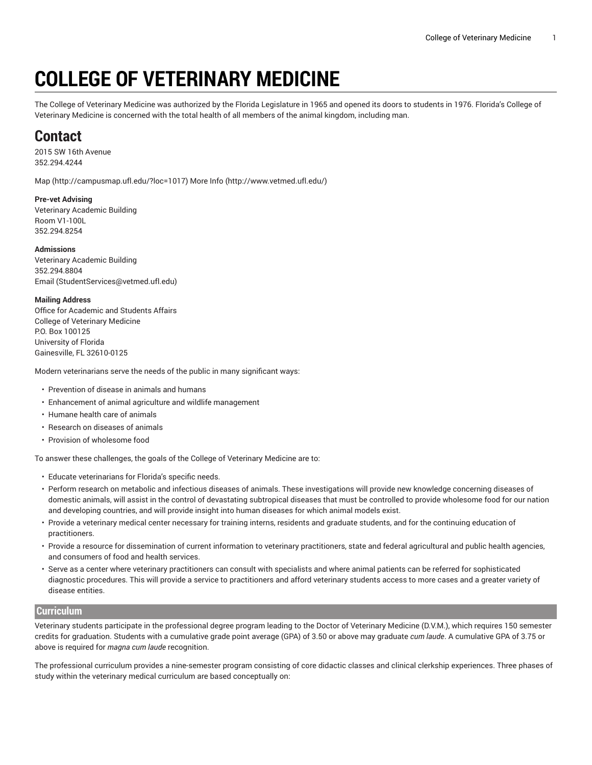# COLLEGE OF VETERINARY MEDICINE

The College of Veterinary Medicine was authorized by the Florida Legislature in 1965 and opened its doors to students in 1976. Florida's College of Veterinary Medicine is concerned with the total health of all members of the animal kingdom, including man.

## Contact

2015 SW 16th Avenue
352.294.4244

Map (http://campusmap.ufl.edu/?loc=1017) More Info (http://www.vetmed.ufl.edu/)

**Pre-vet Advising**
Veterinary Academic Building
Room V1-100L
352.294.8254

**Admissions**
Veterinary Academic Building
352.294.8804
Email (StudentServices@vetmed.ufl.edu)

**Mailing Address**
Office for Academic and Students Affairs
College of Veterinary Medicine
P.O. Box 100125
University of Florida
Gainesville, FL 32610-0125

Modern veterinarians serve the needs of the public in many significant ways:

- Prevention of disease in animals and humans
- Enhancement of animal agriculture and wildlife management
- Humane health care of animals
- Research on diseases of animals
- Provision of wholesome food

To answer these challenges, the goals of the College of Veterinary Medicine are to:

- Educate veterinarians for Florida's specific needs.
- Perform research on metabolic and infectious diseases of animals. These investigations will provide new knowledge concerning diseases of domestic animals, will assist in the control of devastating subtropical diseases that must be controlled to provide wholesome food for our nation and developing countries, and will provide insight into human diseases for which animal models exist.
- Provide a veterinary medical center necessary for training interns, residents and graduate students, and for the continuing education of practitioners.
- Provide a resource for dissemination of current information to veterinary practitioners, state and federal agricultural and public health agencies, and consumers of food and health services.
- Serve as a center where veterinary practitioners can consult with specialists and where animal patients can be referred for sophisticated diagnostic procedures. This will provide a service to practitioners and afford veterinary students access to more cases and a greater variety of disease entities.

## Curriculum

Veterinary students participate in the professional degree program leading to the Doctor of Veterinary Medicine (D.V.M.), which requires 150 semester credits for graduation. Students with a cumulative grade point average (GPA) of 3.50 or above may graduate *cum laude*. A cumulative GPA of 3.75 or above is required for *magna cum laude* recognition.

The professional curriculum provides a nine-semester program consisting of core didactic classes and clinical clerkship experiences. Three phases of study within the veterinary medical curriculum are based conceptually on: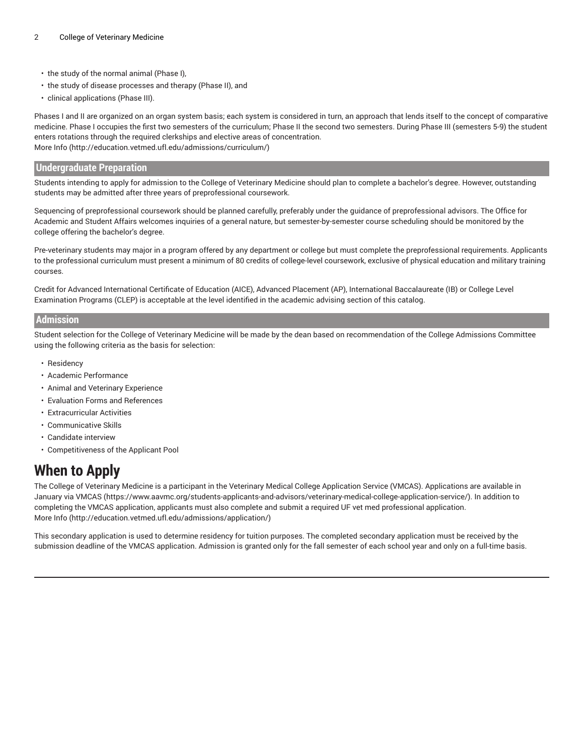- the study of the normal animal (Phase I),
- the study of disease processes and therapy (Phase II), and
- clinical applications (Phase III).

Phases I and II are organized on an organ system basis; each system is considered in turn, an approach that lends itself to the concept of comparative medicine. Phase I occupies the first two semesters of the curriculum; Phase II the second two semesters. During Phase III (semesters 5-9) the student enters rotations through the required clerkships and elective areas of concentration.
More Info (http://education.vetmed.ufl.edu/admissions/curriculum/)

## Undergraduate Preparation

Students intending to apply for admission to the College of Veterinary Medicine should plan to complete a bachelor's degree. However, outstanding students may be admitted after three years of preprofessional coursework.

Sequencing of preprofessional coursework should be planned carefully, preferably under the guidance of preprofessional advisors. The Office for Academic and Student Affairs welcomes inquiries of a general nature, but semester-by-semester course scheduling should be monitored by the college offering the bachelor's degree.

Pre-veterinary students may major in a program offered by any department or college but must complete the preprofessional requirements. Applicants to the professional curriculum must present a minimum of 80 credits of college-level coursework, exclusive of physical education and military training courses.

Credit for Advanced International Certificate of Education (AICE), Advanced Placement (AP), International Baccalaureate (IB) or College Level Examination Programs (CLEP) is acceptable at the level identified in the academic advising section of this catalog.

## Admission

Student selection for the College of Veterinary Medicine will be made by the dean based on recommendation of the College Admissions Committee using the following criteria as the basis for selection:

- Residency
- Academic Performance
- Animal and Veterinary Experience
- Evaluation Forms and References
- Extracurricular Activities
- Communicative Skills
- Candidate interview
- Competitiveness of the Applicant Pool

# When to Apply

The College of Veterinary Medicine is a participant in the Veterinary Medical College Application Service (VMCAS). Applications are available in January via VMCAS (https://www.aavmc.org/students-applicants-and-advisors/veterinary-medical-college-application-service/). In addition to completing the VMCAS application, applicants must also complete and submit a required UF vet med professional application.
More Info (http://education.vetmed.ufl.edu/admissions/application/)

This secondary application is used to determine residency for tuition purposes. The completed secondary application must be received by the submission deadline of the VMCAS application. Admission is granted only for the fall semester of each school year and only on a full-time basis.